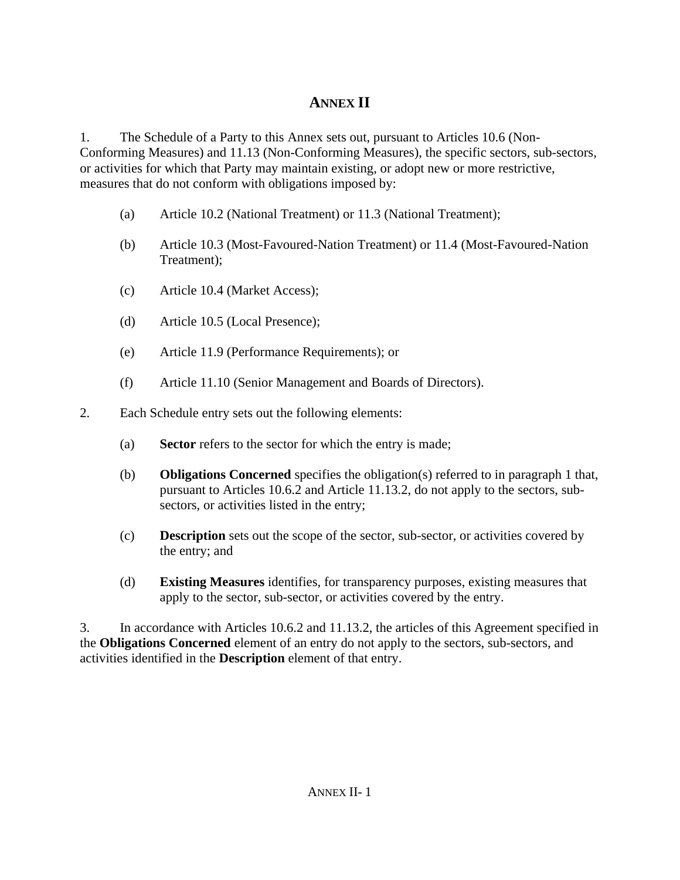# ANNEX II

1. The Schedule of a Party to this Annex sets out, pursuant to Articles 10.6 (Non-Conforming Measures) and 11.13 (Non-Conforming Measures), the specific sectors, sub-sectors, or activities for which that Party may maintain existing, or adopt new or more restrictive, measures that do not conform with obligations imposed by:

   (a) Article 10.2 (National Treatment) or 11.3 (National Treatment);

   (b) Article 10.3 (Most-Favoured-Nation Treatment) or 11.4 (Most-Favoured-Nation Treatment);

   (c) Article 10.4 (Market Access);

   (d) Article 10.5 (Local Presence);

   (e) Article 11.9 (Performance Requirements); or

   (f) Article 11.10 (Senior Management and Boards of Directors).

2. Each Schedule entry sets out the following elements:

   (a) **Sector** refers to the sector for which the entry is made;

   (b) **Obligations Concerned** specifies the obligation(s) referred to in paragraph 1 that, pursuant to Articles 10.6.2 and Article 11.13.2, do not apply to the sectors, sub-sectors, or activities listed in the entry;

   (c) **Description** sets out the scope of the sector, sub-sector, or activities covered by the entry; and

   (d) **Existing Measures** identifies, for transparency purposes, existing measures that apply to the sector, sub-sector, or activities covered by the entry.

3. In accordance with Articles 10.6.2 and 11.13.2, the articles of this Agreement specified in the **Obligations Concerned** element of an entry do not apply to the sectors, sub-sectors, and activities identified in the **Description** element of that entry.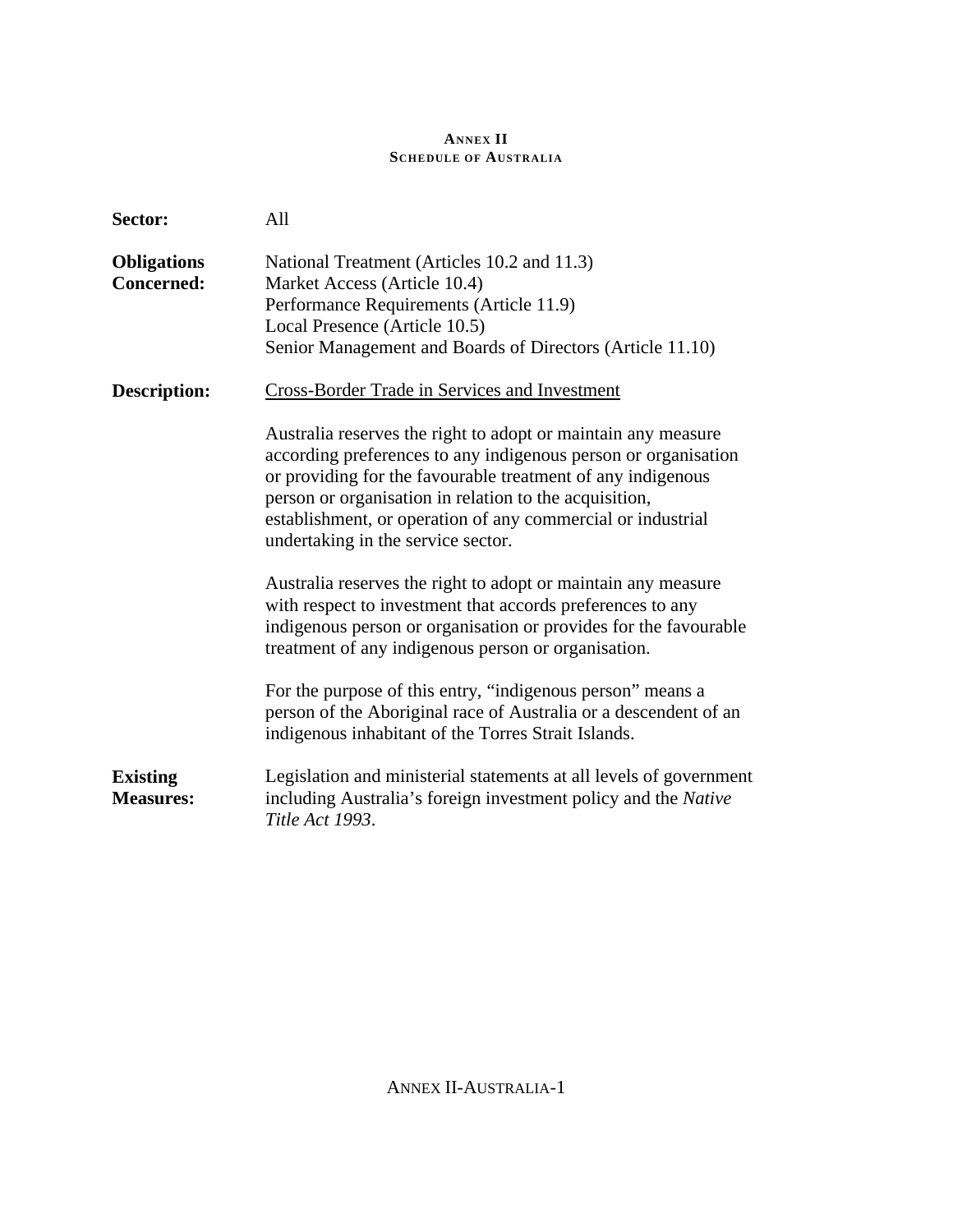# ANNEX II
## SCHEDULE OF AUSTRALIA

**Sector:** All

**Obligations Concerned:**
National Treatment (Articles 10.2 and 11.3)
Market Access (Article 10.4)
Performance Requirements (Article 11.9)
Local Presence (Article 10.5)
Senior Management and Boards of Directors (Article 11.10)

**Description:** Cross-Border Trade in Services and Investment

Australia reserves the right to adopt or maintain any measure according preferences to any indigenous person or organisation or providing for the favourable treatment of any indigenous person or organisation in relation to the acquisition, establishment, or operation of any commercial or industrial undertaking in the service sector.

Australia reserves the right to adopt or maintain any measure with respect to investment that accords preferences to any indigenous person or organisation or provides for the favourable treatment of any indigenous person or organisation.

For the purpose of this entry, "indigenous person" means a person of the Aboriginal race of Australia or a descendent of an indigenous inhabitant of the Torres Strait Islands.

**Existing Measures:** Legislation and ministerial statements at all levels of government including Australia's foreign investment policy and the *Native Title Act 1993*.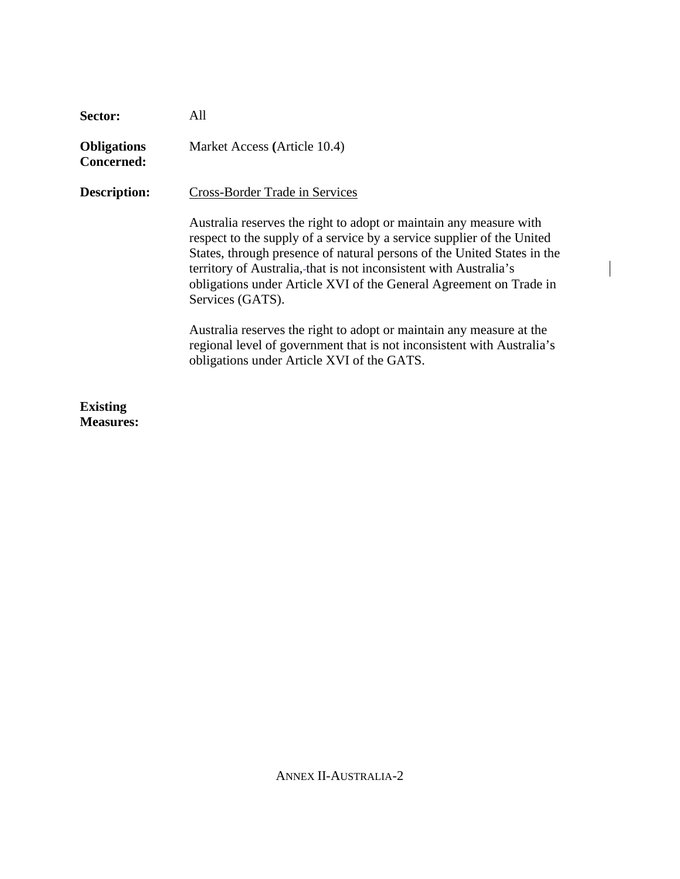**Sector:** All

**Obligations Concerned:** Market Access (Article 10.4)

**Description:** Cross-Border Trade in Services

Australia reserves the right to adopt or maintain any measure with respect to the supply of a service by a service supplier of the United States, through presence of natural persons of the United States in the territory of Australia, that is not inconsistent with Australia's obligations under Article XVI of the General Agreement on Trade in Services (GATS).

Australia reserves the right to adopt or maintain any measure at the regional level of government that is not inconsistent with Australia's obligations under Article XVI of the GATS.

**Existing Measures:**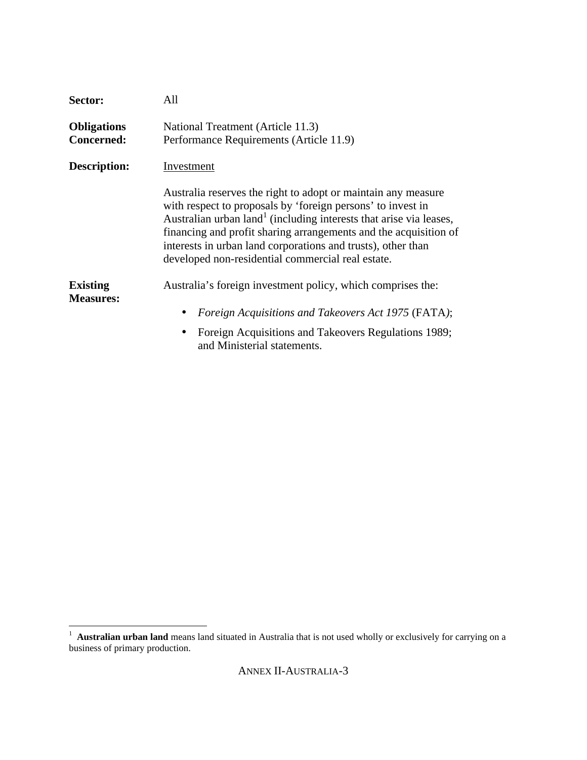**Sector:** All

**Obligations Concerned:** National Treatment (Article 11.3)
Performance Requirements (Article 11.9)

**Description:** Investment

Australia reserves the right to adopt or maintain any measure with respect to proposals by 'foreign persons' to invest in Australian urban land[1] (including interests that arise via leases, financing and profit sharing arrangements and the acquisition of interests in urban land corporations and trusts), other than developed non-residential commercial real estate.

**Existing Measures:** Australia's foreign investment policy, which comprises the:

- *Foreign Acquisitions and Takeovers Act 1975* (FATA);
- Foreign Acquisitions and Takeovers Regulations 1989; and Ministerial statements.

---

[1] **Australian urban land** means land situated in Australia that is not used wholly or exclusively for carrying on a business of primary production.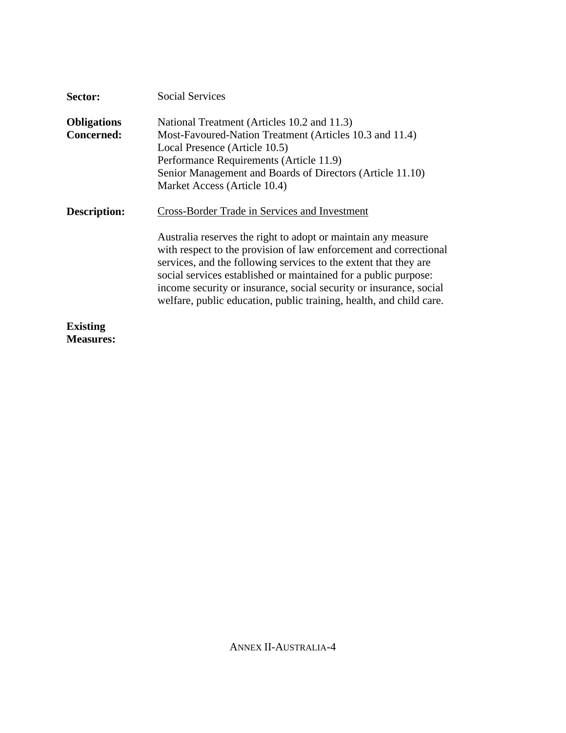**Sector:** Social Services

**Obligations Concerned:** National Treatment (Articles 10.2 and 11.3)
Most-Favoured-Nation Treatment (Articles 10.3 and 11.4)
Local Presence (Article 10.5)
Performance Requirements (Article 11.9)
Senior Management and Boards of Directors (Article 11.10)
Market Access (Article 10.4)

**Description:** Cross-Border Trade in Services and Investment

Australia reserves the right to adopt or maintain any measure with respect to the provision of law enforcement and correctional services, and the following services to the extent that they are social services established or maintained for a public purpose: income security or insurance, social security or insurance, social welfare, public education, public training, health, and child care.

**Existing Measures:**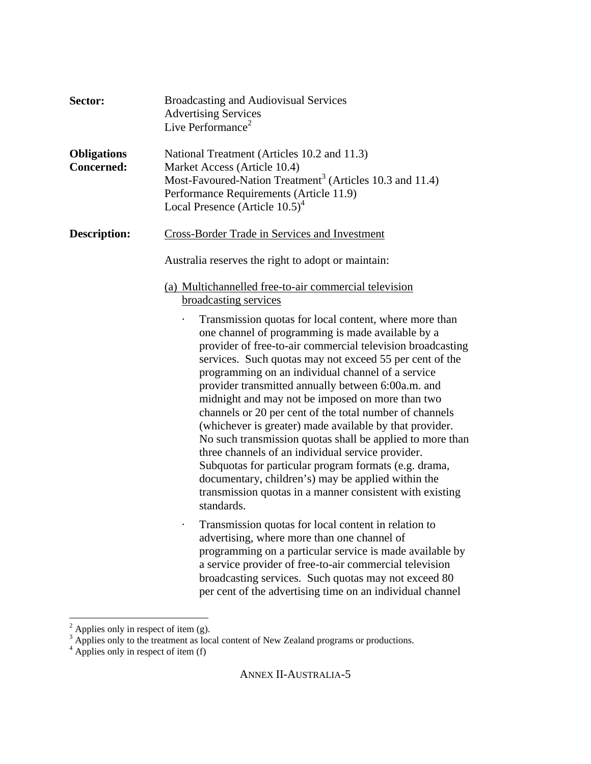**Sector:** Broadcasting and Audiovisual Services
Advertising Services
Live Performance[2]

**Obligations Concerned:** National Treatment (Articles 10.2 and 11.3)
Market Access (Article 10.4)
Most-Favoured-Nation Treatment[3] (Articles 10.3 and 11.4)
Performance Requirements (Article 11.9)
Local Presence (Article 10.5)[4]

**Description:** Cross-Border Trade in Services and Investment

Australia reserves the right to adopt or maintain:

(a) Multichannelled free-to-air commercial television broadcasting services

- Transmission quotas for local content, where more than one channel of programming is made available by a provider of free-to-air commercial television broadcasting services. Such quotas may not exceed 55 per cent of the programming on an individual channel of a service provider transmitted annually between 6:00a.m. and midnight and may not be imposed on more than two channels or 20 per cent of the total number of channels (whichever is greater) made available by that provider. No such transmission quotas shall be applied to more than three channels of an individual service provider. Subquotas for particular program formats (e.g. drama, documentary, children's) may be applied within the transmission quotas in a manner consistent with existing standards.

- Transmission quotas for local content in relation to advertising, where more than one channel of programming on a particular service is made available by a service provider of free-to-air commercial television broadcasting services. Such quotas may not exceed 80 per cent of the advertising time on an individual channel

---

[2] Applies only in respect of item (g).
[3] Applies only to the treatment as local content of New Zealand programs or productions.
[4] Applies only in respect of item (f)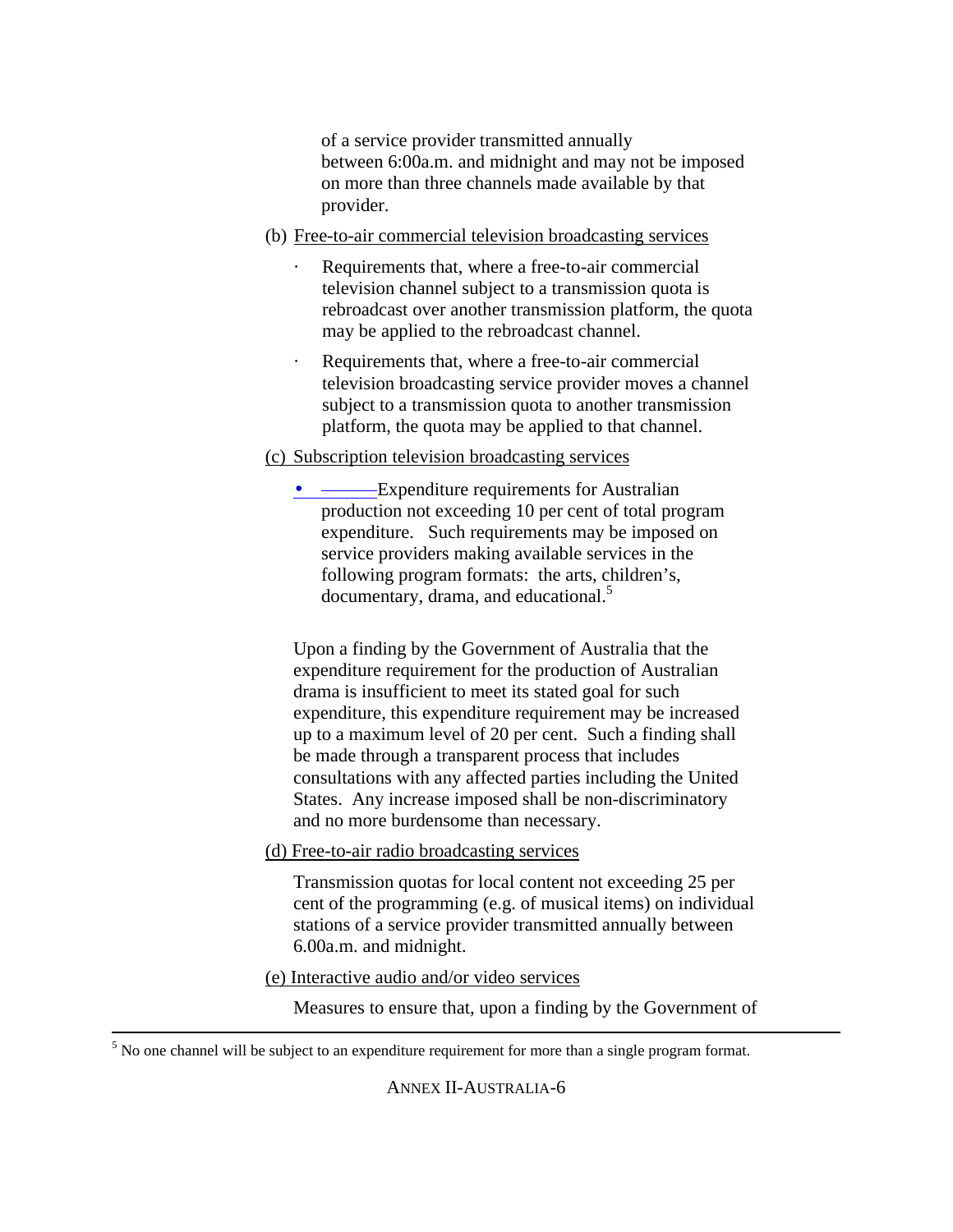of a service provider transmitted annually between 6:00a.m. and midnight and may not be imposed on more than three channels made available by that provider.

(b) Free-to-air commercial television broadcasting services

- Requirements that, where a free-to-air commercial television channel subject to a transmission quota is rebroadcast over another transmission platform, the quota may be applied to the rebroadcast channel.
- Requirements that, where a free-to-air commercial television broadcasting service provider moves a channel subject to a transmission quota to another transmission platform, the quota may be applied to that channel.

(c) Subscription television broadcasting services

- Expenditure requirements for Australian production not exceeding 10 per cent of total program expenditure. Such requirements may be imposed on service providers making available services in the following program formats: the arts, children's, documentary, drama, and educational.[5]

Upon a finding by the Government of Australia that the expenditure requirement for the production of Australian drama is insufficient to meet its stated goal for such expenditure, this expenditure requirement may be increased up to a maximum level of 20 per cent. Such a finding shall be made through a transparent process that includes consultations with any affected parties including the United States. Any increase imposed shall be non-discriminatory and no more burdensome than necessary.

(d) Free-to-air radio broadcasting services

Transmission quotas for local content not exceeding 25 per cent of the programming (e.g. of musical items) on individual stations of a service provider transmitted annually between 6.00a.m. and midnight.

(e) Interactive audio and/or video services

Measures to ensure that, upon a finding by the Government of

---

[5] No one channel will be subject to an expenditure requirement for more than a single program format.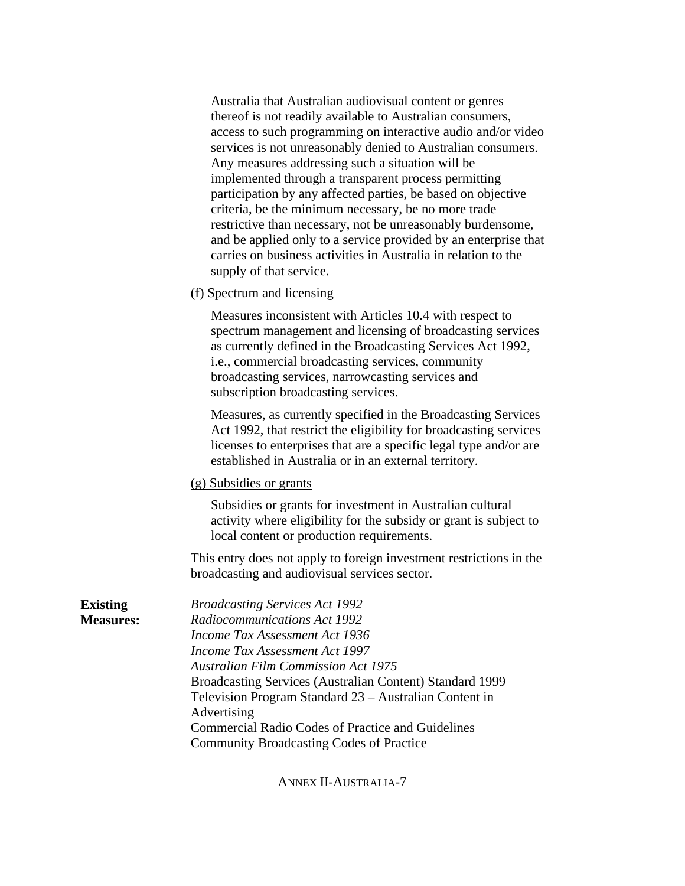Australia that Australian audiovisual content or genres thereof is not readily available to Australian consumers, access to such programming on interactive audio and/or video services is not unreasonably denied to Australian consumers. Any measures addressing such a situation will be implemented through a transparent process permitting participation by any affected parties, be based on objective criteria, be the minimum necessary, be no more trade restrictive than necessary, not be unreasonably burdensome, and be applied only to a service provided by an enterprise that carries on business activities in Australia in relation to the supply of that service.

(f) Spectrum and licensing

Measures inconsistent with Articles 10.4 with respect to spectrum management and licensing of broadcasting services as currently defined in the Broadcasting Services Act 1992, i.e., commercial broadcasting services, community broadcasting services, narrowcasting services and subscription broadcasting services.

Measures, as currently specified in the Broadcasting Services Act 1992, that restrict the eligibility for broadcasting services licenses to enterprises that are a specific legal type and/or are established in Australia or in an external territory.

(g) Subsidies or grants

Subsidies or grants for investment in Australian cultural activity where eligibility for the subsidy or grant is subject to local content or production requirements.

This entry does not apply to foreign investment restrictions in the broadcasting and audiovisual services sector.

**Existing Measures:**

*Broadcasting Services Act 1992*
*Radiocommunications Act 1992*
*Income Tax Assessment Act 1936*
*Income Tax Assessment Act 1997*
*Australian Film Commission Act 1975*
Broadcasting Services (Australian Content) Standard 1999
Television Program Standard 23 – Australian Content in Advertising
Commercial Radio Codes of Practice and Guidelines
Community Broadcasting Codes of Practice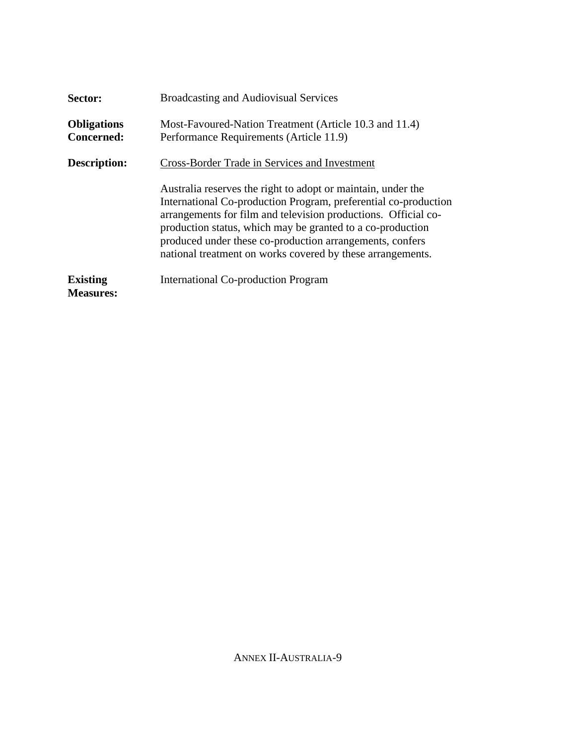**Sector:** Broadcasting and Audiovisual Services

**Obligations Concerned:** Most-Favoured-Nation Treatment (Article 10.3 and 11.4)
Performance Requirements (Article 11.9)

**Description:** Cross-Border Trade in Services and Investment

Australia reserves the right to adopt or maintain, under the International Co-production Program, preferential co-production arrangements for film and television productions. Official co-production status, which may be granted to a co-production produced under these co-production arrangements, confers national treatment on works covered by these arrangements.

**Existing Measures:** International Co-production Program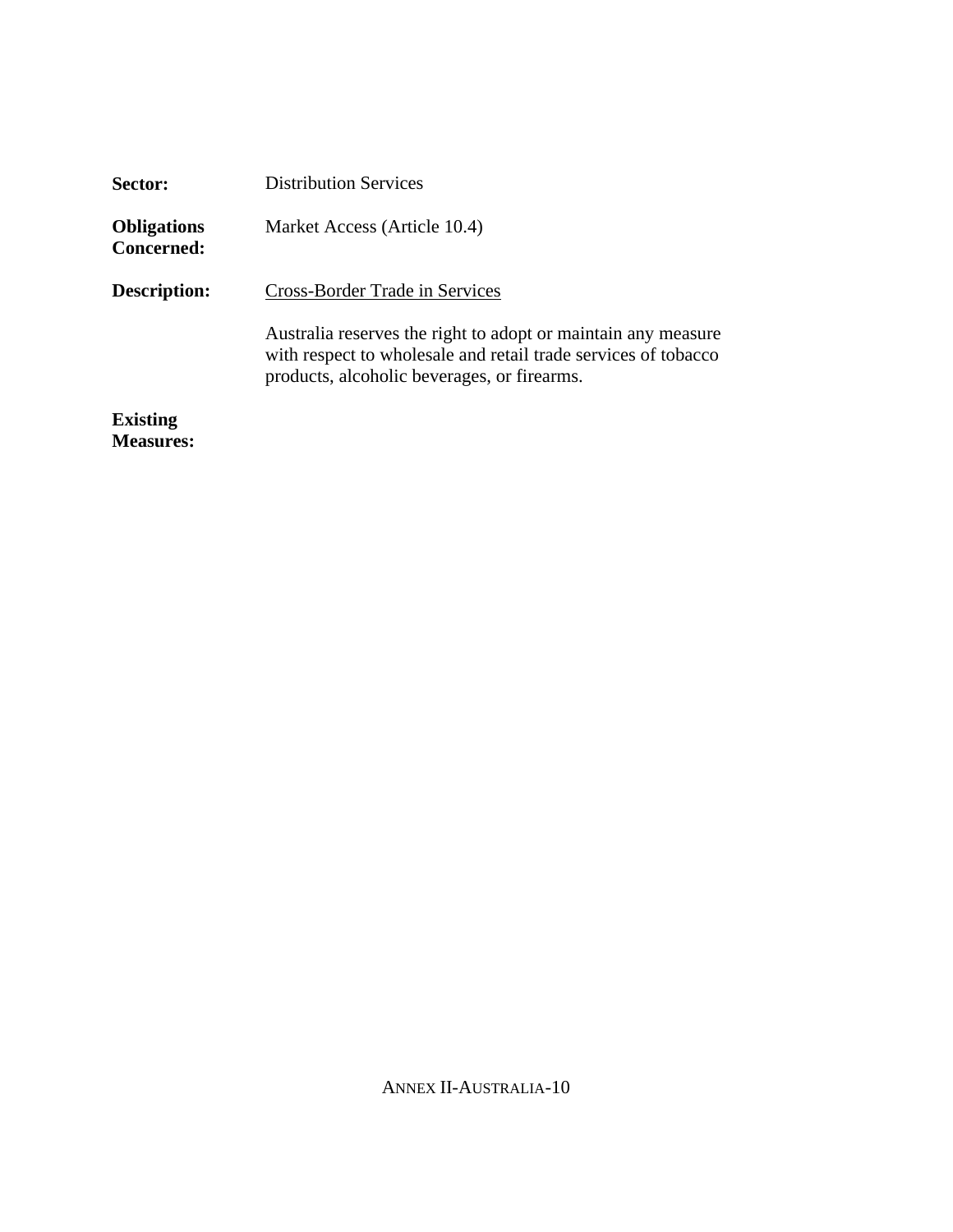**Sector:** Distribution Services

**Obligations Concerned:** Market Access (Article 10.4)

**Description:** <u>Cross-Border Trade in Services</u>

Australia reserves the right to adopt or maintain any measure with respect to wholesale and retail trade services of tobacco products, alcoholic beverages, or firearms.

**Existing Measures:**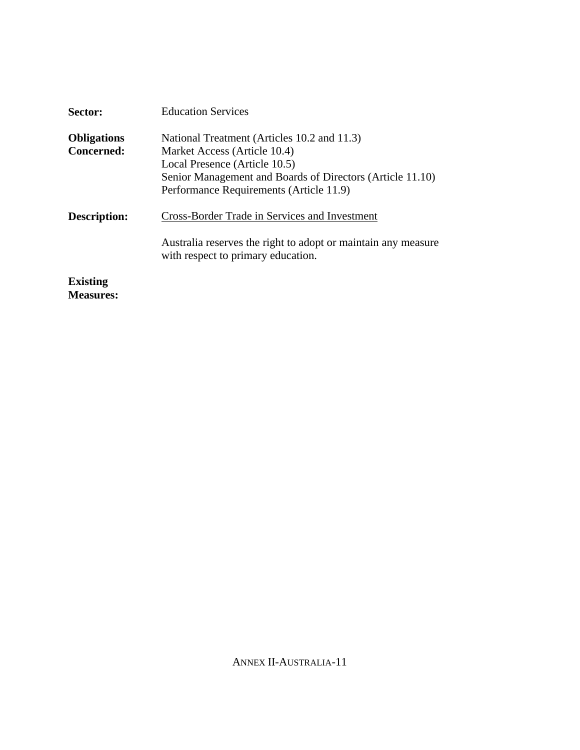**Sector:** Education Services

**Obligations Concerned:** National Treatment (Articles 10.2 and 11.3)
Market Access (Article 10.4)
Local Presence (Article 10.5)
Senior Management and Boards of Directors (Article 11.10)
Performance Requirements (Article 11.9)

**Description:** <u>Cross-Border Trade in Services and Investment</u>

Australia reserves the right to adopt or maintain any measure with respect to primary education.

**Existing Measures:**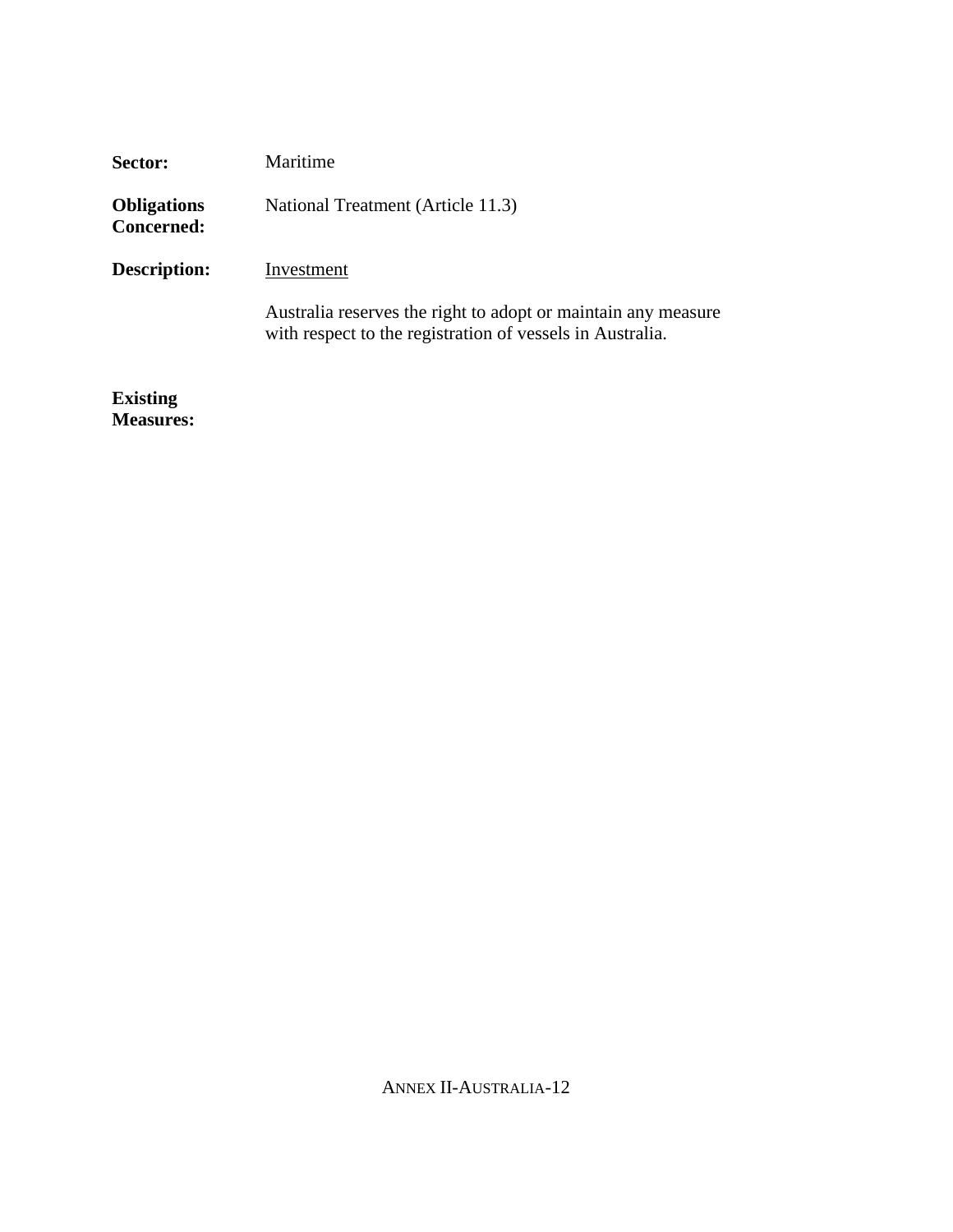**Sector:** Maritime

**Obligations Concerned:** National Treatment (Article 11.3)

**Description:** Investment

Australia reserves the right to adopt or maintain any measure with respect to the registration of vessels in Australia.

**Existing Measures:**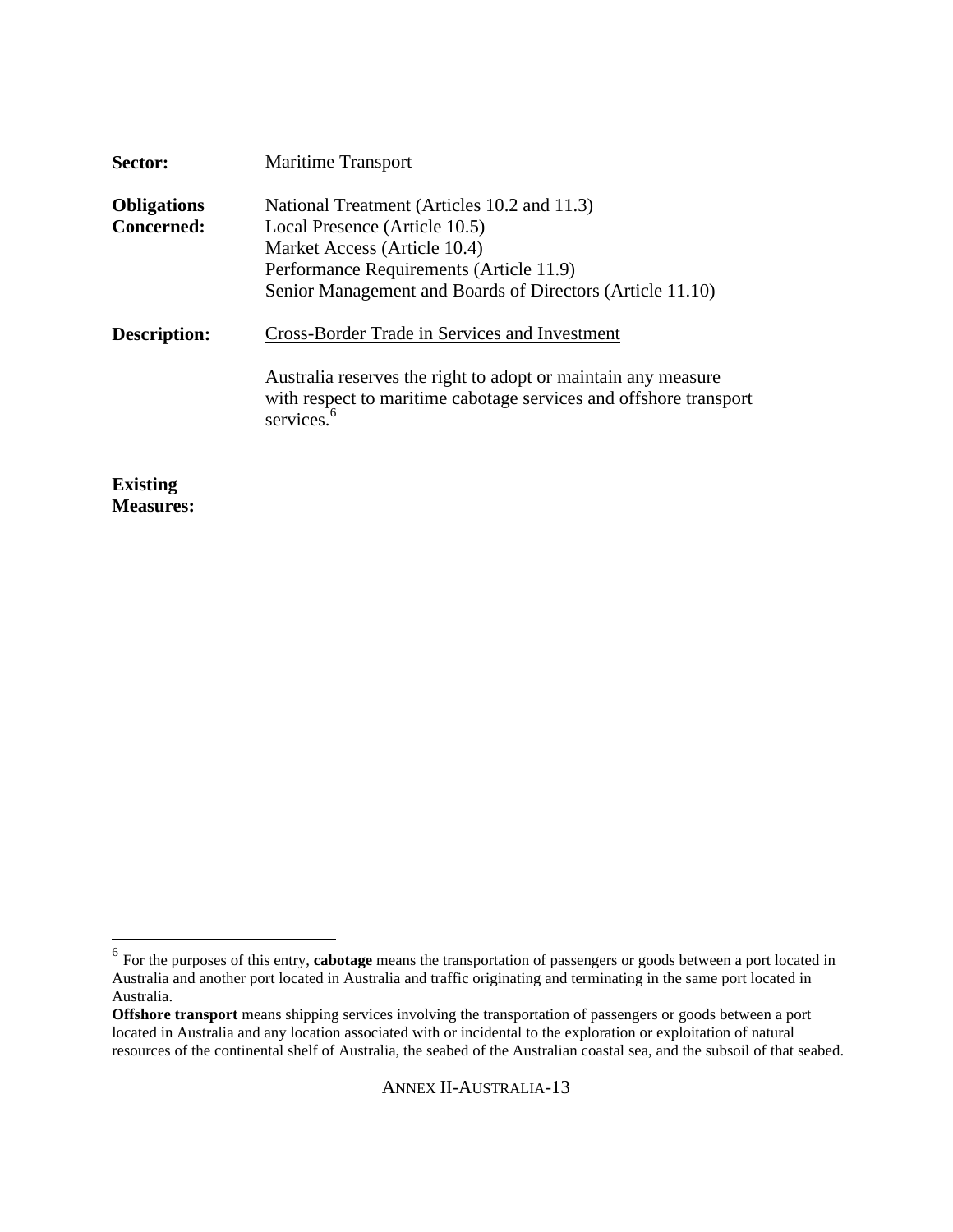**Sector:** Maritime Transport

**Obligations Concerned:**
National Treatment (Articles 10.2 and 11.3)
Local Presence (Article 10.5)
Market Access (Article 10.4)
Performance Requirements (Article 11.9)
Senior Management and Boards of Directors (Article 11.10)

**Description:** Cross-Border Trade in Services and Investment

Australia reserves the right to adopt or maintain any measure with respect to maritime cabotage services and offshore transport services.[6]

**Existing Measures:**

---

[6] For the purposes of this entry, **cabotage** means the transportation of passengers or goods between a port located in Australia and another port located in Australia and traffic originating and terminating in the same port located in Australia.

**Offshore transport** means shipping services involving the transportation of passengers or goods between a port located in Australia and any location associated with or incidental to the exploration or exploitation of natural resources of the continental shelf of Australia, the seabed of the Australian coastal sea, and the subsoil of that seabed.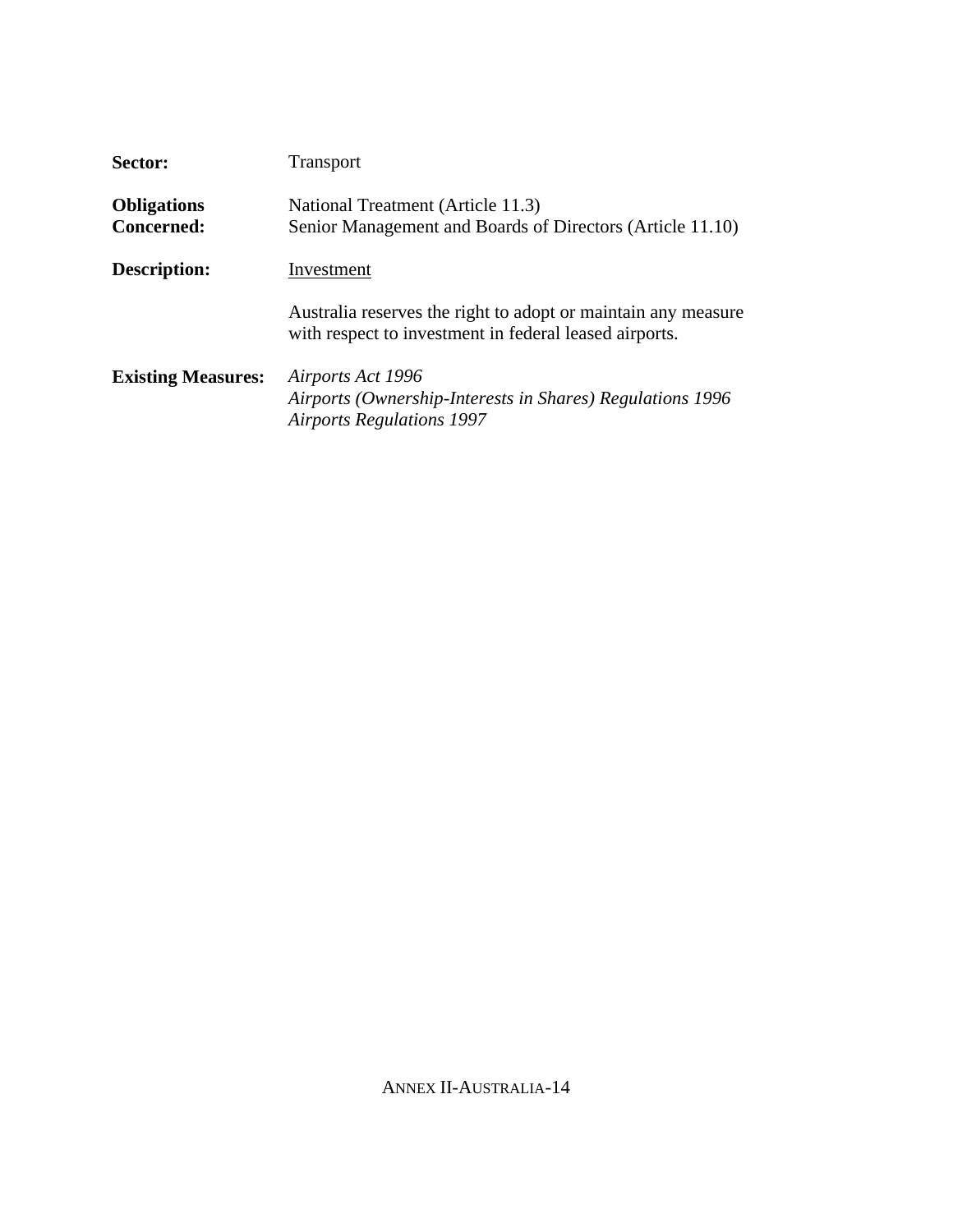**Sector:** Transport

**Obligations Concerned:** National Treatment (Article 11.3)
Senior Management and Boards of Directors (Article 11.10)

**Description:** Investment

Australia reserves the right to adopt or maintain any measure with respect to investment in federal leased airports.

**Existing Measures:** *Airports Act 1996*
*Airports (Ownership-Interests in Shares) Regulations 1996*
*Airports Regulations 1997*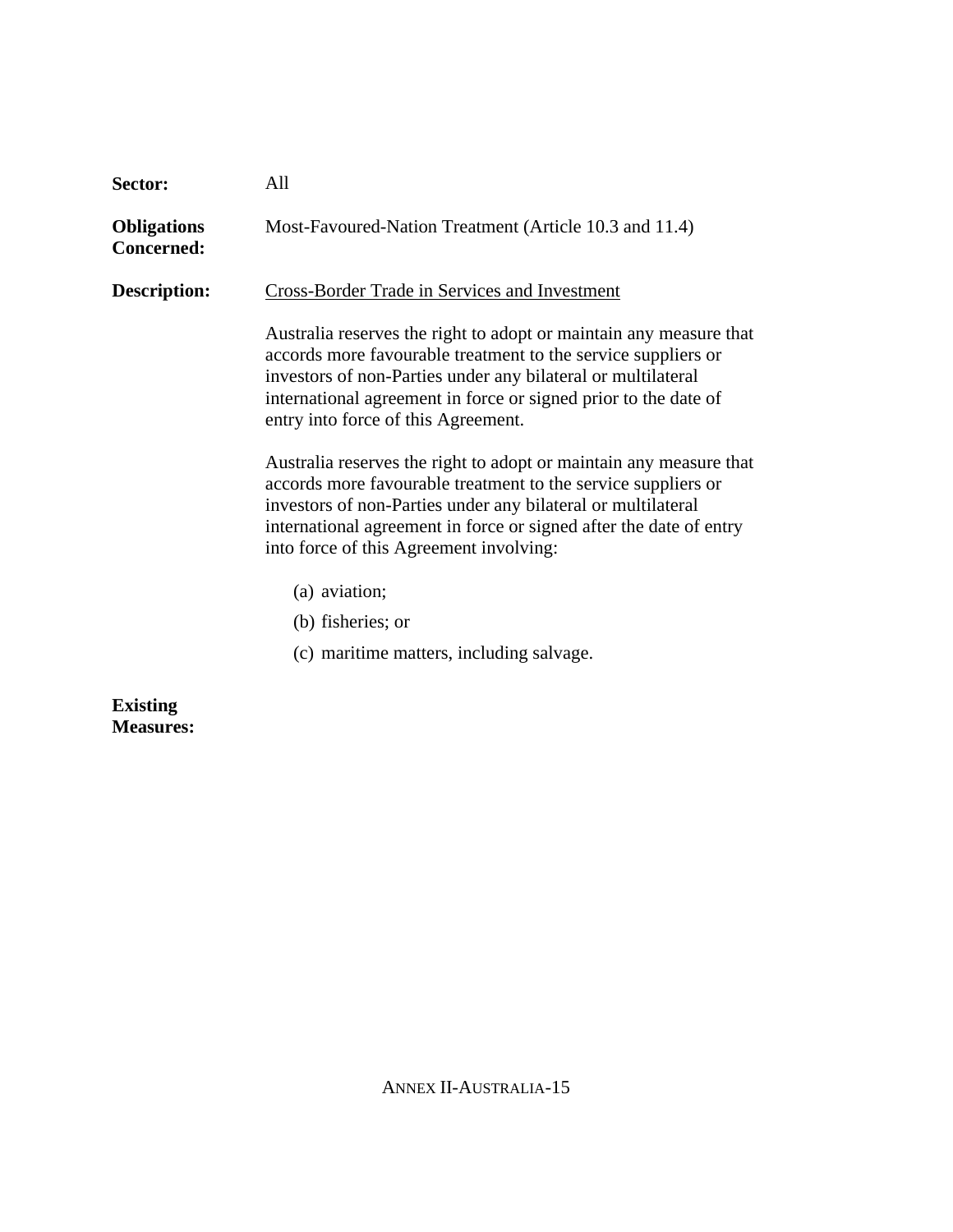**Sector:** All

**Obligations Concerned:** Most-Favoured-Nation Treatment (Article 10.3 and 11.4)

**Description:** Cross-Border Trade in Services and Investment

Australia reserves the right to adopt or maintain any measure that accords more favourable treatment to the service suppliers or investors of non-Parties under any bilateral or multilateral international agreement in force or signed prior to the date of entry into force of this Agreement.

Australia reserves the right to adopt or maintain any measure that accords more favourable treatment to the service suppliers or investors of non-Parties under any bilateral or multilateral international agreement in force or signed after the date of entry into force of this Agreement involving:

(a) aviation;

(b) fisheries; or

(c) maritime matters, including salvage.

**Existing Measures:**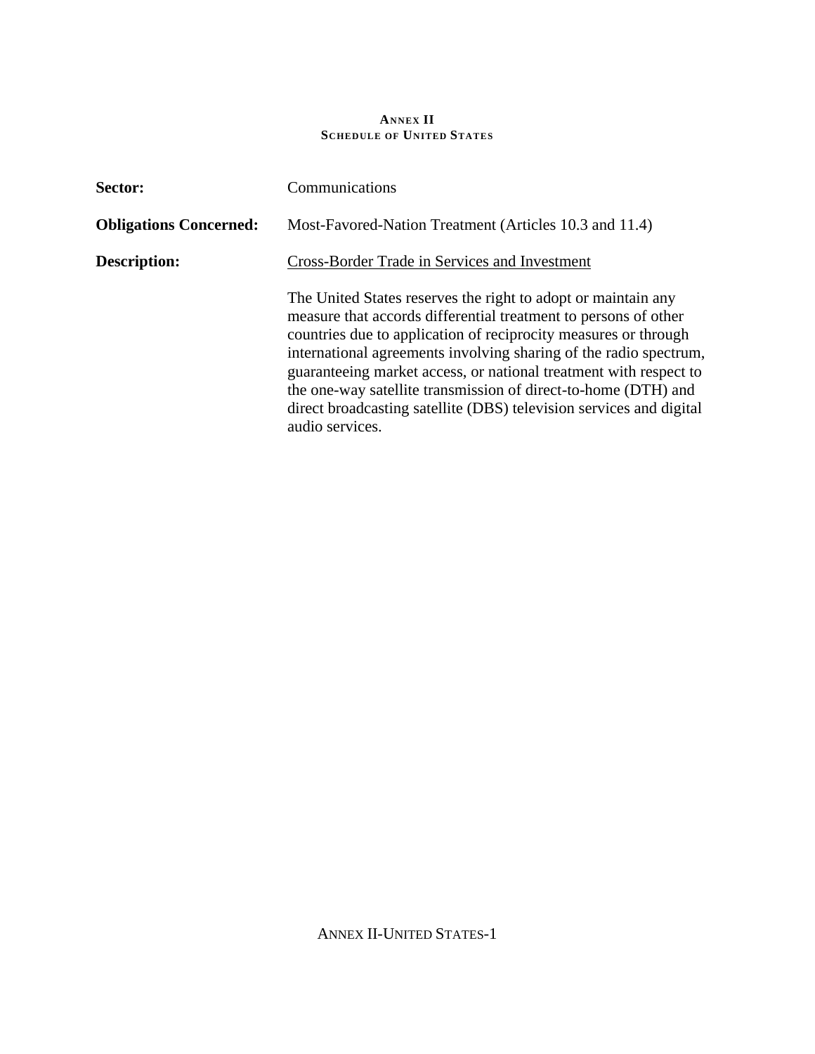**ANNEX II**
**SCHEDULE OF UNITED STATES**

**Sector:** Communications

**Obligations Concerned:** Most-Favored-Nation Treatment (Articles 10.3 and 11.4)

**Description:** <u>Cross-Border Trade in Services and Investment</u>

The United States reserves the right to adopt or maintain any measure that accords differential treatment to persons of other countries due to application of reciprocity measures or through international agreements involving sharing of the radio spectrum, guaranteeing market access, or national treatment with respect to the one-way satellite transmission of direct-to-home (DTH) and direct broadcasting satellite (DBS) television services and digital audio services.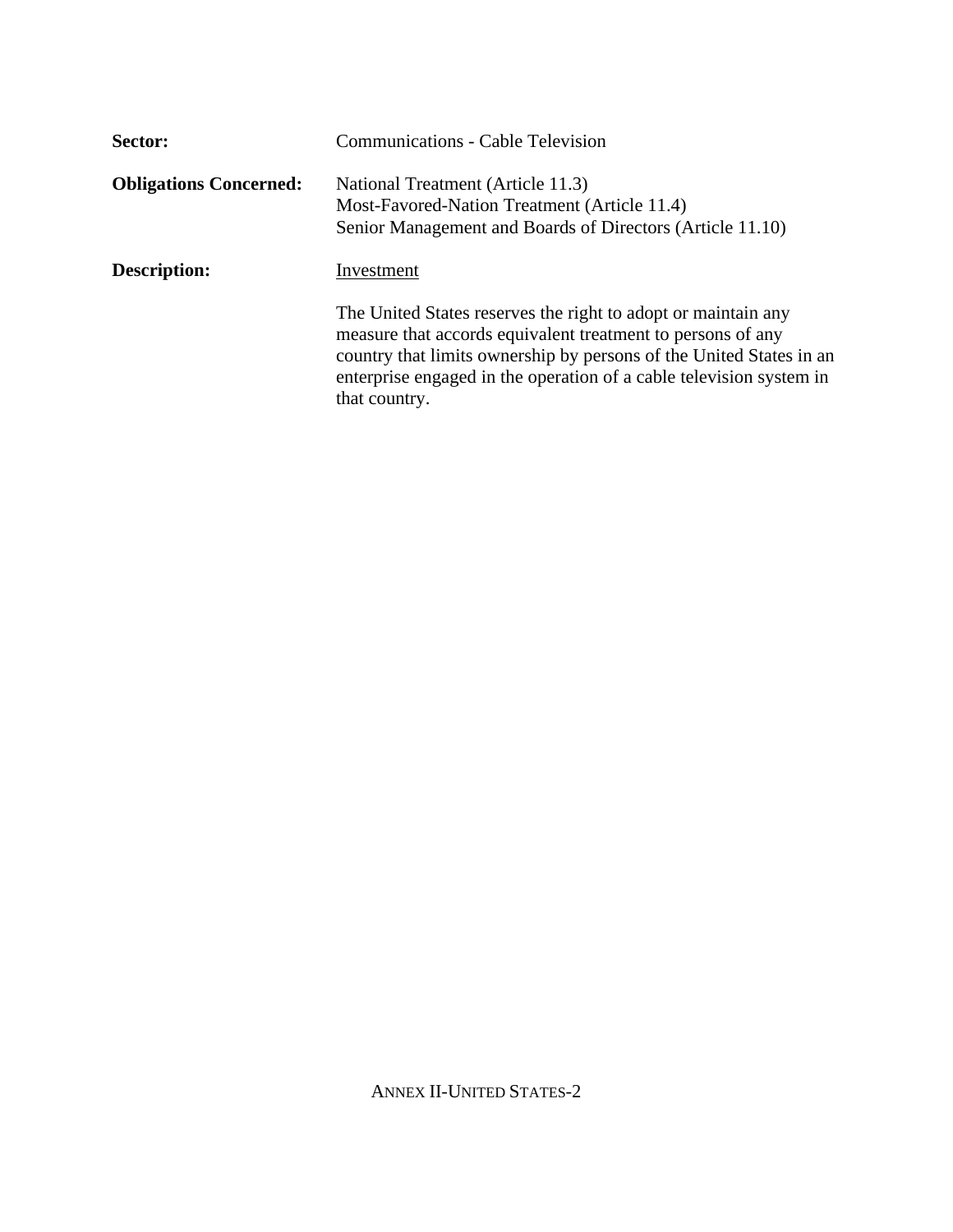**Sector:** Communications - Cable Television

**Obligations Concerned:** National Treatment (Article 11.3)
Most-Favored-Nation Treatment (Article 11.4)
Senior Management and Boards of Directors (Article 11.10)

**Description:** Investment

The United States reserves the right to adopt or maintain any measure that accords equivalent treatment to persons of any country that limits ownership by persons of the United States in an enterprise engaged in the operation of a cable television system in that country.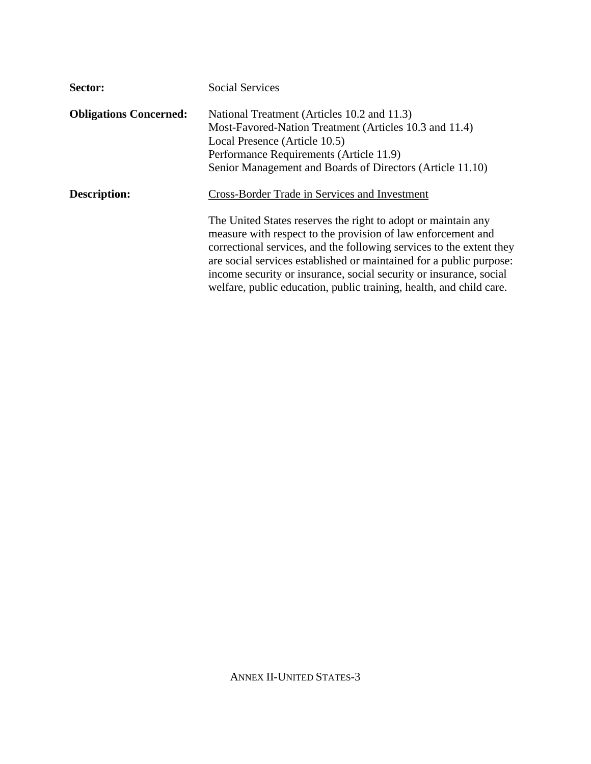**Sector:** Social Services

**Obligations Concerned:** National Treatment (Articles 10.2 and 11.3)
Most-Favored-Nation Treatment (Articles 10.3 and 11.4)
Local Presence (Article 10.5)
Performance Requirements (Article 11.9)
Senior Management and Boards of Directors (Article 11.10)

**Description:** Cross-Border Trade in Services and Investment

The United States reserves the right to adopt or maintain any measure with respect to the provision of law enforcement and correctional services, and the following services to the extent they are social services established or maintained for a public purpose: income security or insurance, social security or insurance, social welfare, public education, public training, health, and child care.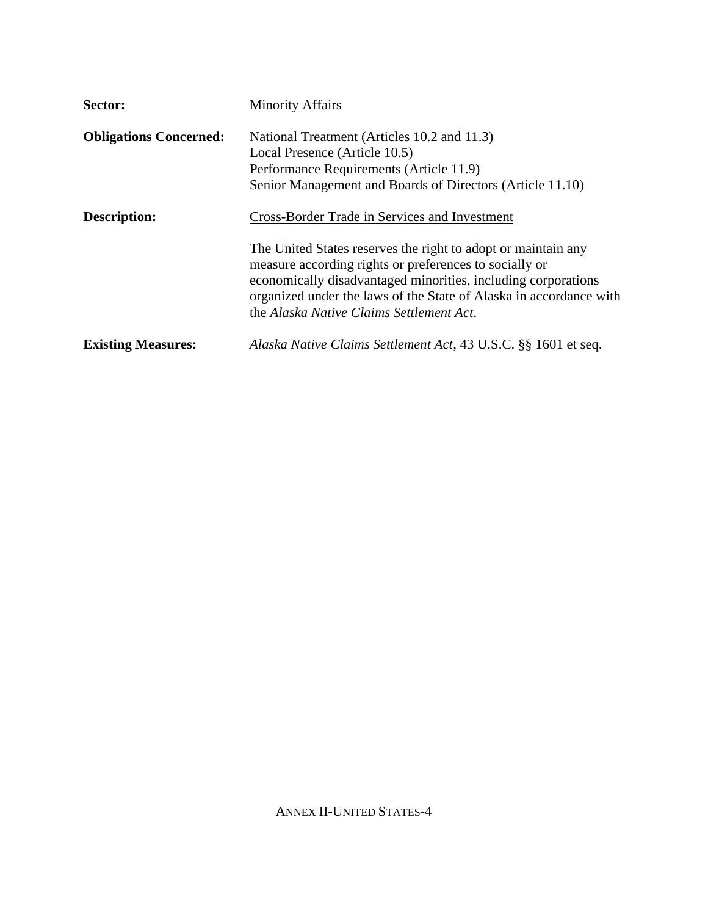**Sector:** Minority Affairs

**Obligations Concerned:** National Treatment (Articles 10.2 and 11.3)
Local Presence (Article 10.5)
Performance Requirements (Article 11.9)
Senior Management and Boards of Directors (Article 11.10)

**Description:** Cross-Border Trade in Services and Investment

The United States reserves the right to adopt or maintain any measure according rights or preferences to socially or economically disadvantaged minorities, including corporations organized under the laws of the State of Alaska in accordance with the *Alaska Native Claims Settlement Act*.

**Existing Measures:** *Alaska Native Claims Settlement Act*, 43 U.S.C. §§ 1601 et seq.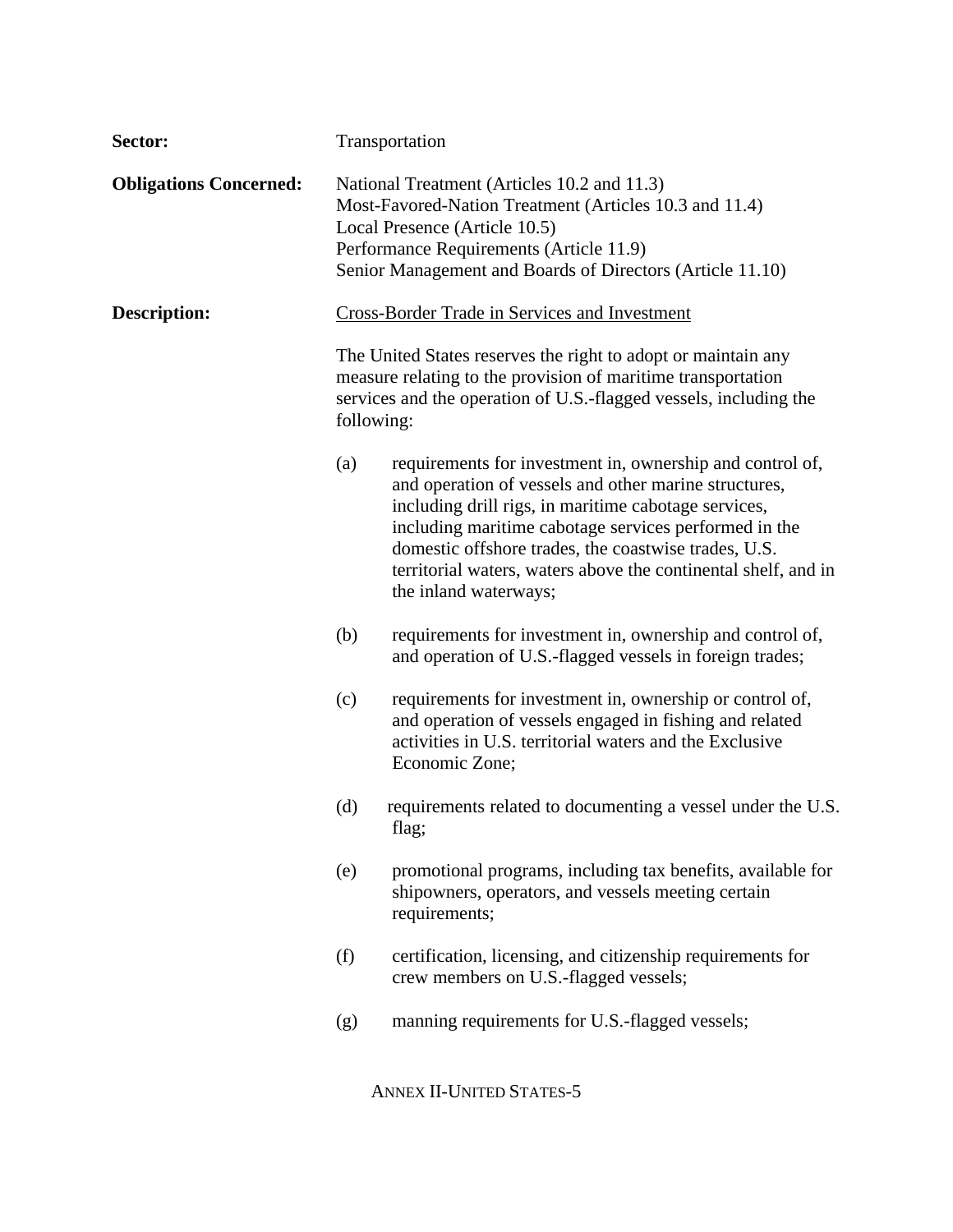**Sector:** Transportation

**Obligations Concerned:** National Treatment (Articles 10.2 and 11.3)
Most-Favored-Nation Treatment (Articles 10.3 and 11.4)
Local Presence (Article 10.5)
Performance Requirements (Article 11.9)
Senior Management and Boards of Directors (Article 11.10)

**Description:** <u>Cross-Border Trade in Services and Investment</u>

The United States reserves the right to adopt or maintain any measure relating to the provision of maritime transportation services and the operation of U.S.-flagged vessels, including the following:

(a) requirements for investment in, ownership and control of, and operation of vessels and other marine structures, including drill rigs, in maritime cabotage services, including maritime cabotage services performed in the domestic offshore trades, the coastwise trades, U.S. territorial waters, waters above the continental shelf, and in the inland waterways;

(b) requirements for investment in, ownership and control of, and operation of U.S.-flagged vessels in foreign trades;

(c) requirements for investment in, ownership or control of, and operation of vessels engaged in fishing and related activities in U.S. territorial waters and the Exclusive Economic Zone;

(d) requirements related to documenting a vessel under the U.S. flag;

(e) promotional programs, including tax benefits, available for shipowners, operators, and vessels meeting certain requirements;

(f) certification, licensing, and citizenship requirements for crew members on U.S.-flagged vessels;

(g) manning requirements for U.S.-flagged vessels;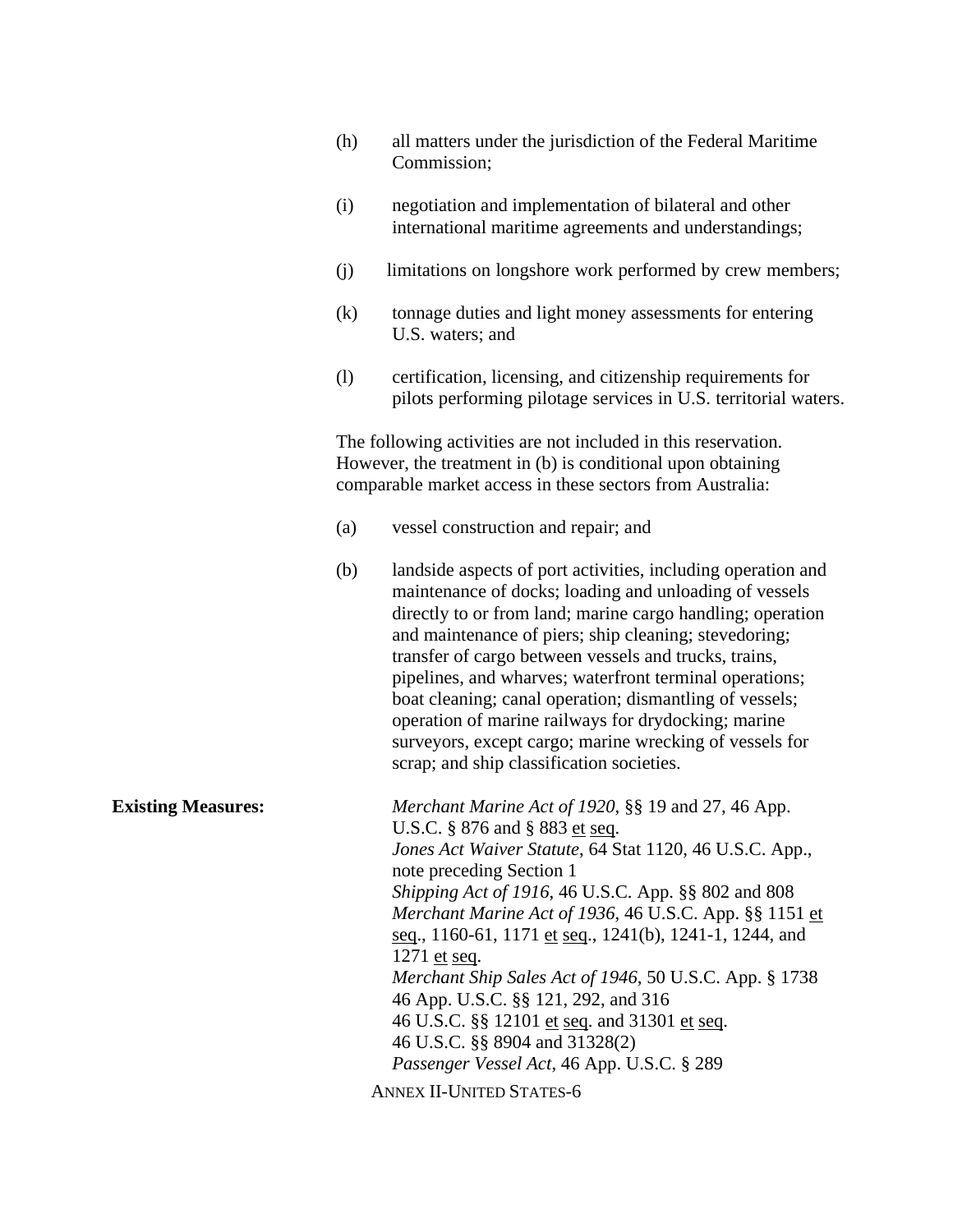(h) all matters under the jurisdiction of the Federal Maritime Commission;

(i) negotiation and implementation of bilateral and other international maritime agreements and understandings;

(j) limitations on longshore work performed by crew members;

(k) tonnage duties and light money assessments for entering U.S. waters; and

(l) certification, licensing, and citizenship requirements for pilots performing pilotage services in U.S. territorial waters.

The following activities are not included in this reservation. However, the treatment in (b) is conditional upon obtaining comparable market access in these sectors from Australia:

(a) vessel construction and repair; and

(b) landside aspects of port activities, including operation and maintenance of docks; loading and unloading of vessels directly to or from land; marine cargo handling; operation and maintenance of piers; ship cleaning; stevedoring; transfer of cargo between vessels and trucks, trains, pipelines, and wharves; waterfront terminal operations; boat cleaning; canal operation; dismantling of vessels; operation of marine railways for drydocking; marine surveyors, except cargo; marine wrecking of vessels for scrap; and ship classification societies.

**Existing Measures:**

*Merchant Marine Act of 1920*, §§ 19 and 27, 46 App. U.S.C. § 876 and § 883 et seq.
*Jones Act Waiver Statute*, 64 Stat 1120, 46 U.S.C. App., note preceding Section 1
*Shipping Act of 1916*, 46 U.S.C. App. §§ 802 and 808
*Merchant Marine Act of 1936*, 46 U.S.C. App. §§ 1151 et seq., 1160-61, 1171 et seq., 1241(b), 1241-1, 1244, and 1271 et seq.
*Merchant Ship Sales Act of 1946*, 50 U.S.C. App. § 1738
46 App. U.S.C. §§ 121, 292, and 316
46 U.S.C. §§ 12101 et seq. and 31301 et seq.
46 U.S.C. §§ 8904 and 31328(2)
*Passenger Vessel Act*, 46 App. U.S.C. § 289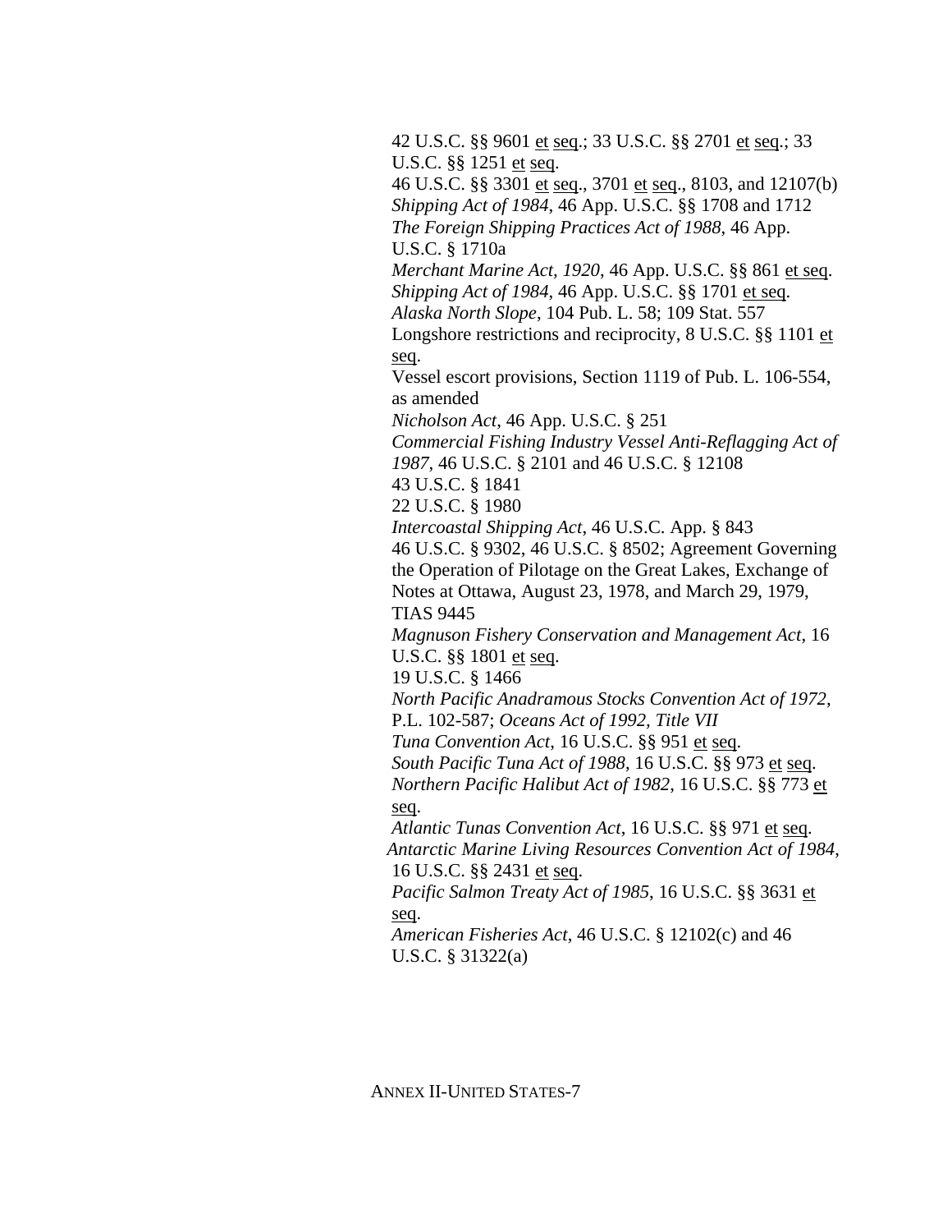42 U.S.C. §§ 9601 et seq.; 33 U.S.C. §§ 2701 et seq.; 33 U.S.C. §§ 1251 et seq.

46 U.S.C. §§ 3301 et seq., 3701 et seq., 8103, and 12107(b)

*Shipping Act of 1984*, 46 App. U.S.C. §§ 1708 and 1712

*The Foreign Shipping Practices Act of 1988*, 46 App. U.S.C. § 1710a

*Merchant Marine Act, 1920*, 46 App. U.S.C. §§ 861 et seq.

*Shipping Act of 1984*, 46 App. U.S.C. §§ 1701 et seq.

*Alaska North Slope*, 104 Pub. L. 58; 109 Stat. 557

Longshore restrictions and reciprocity, 8 U.S.C. §§ 1101 et seq.

Vessel escort provisions, Section 1119 of Pub. L. 106-554, as amended

*Nicholson Act*, 46 App. U.S.C. § 251

*Commercial Fishing Industry Vessel Anti-Reflagging Act of 1987*, 46 U.S.C. § 2101 and 46 U.S.C. § 12108

43 U.S.C. § 1841

22 U.S.C. § 1980

*Intercoastal Shipping Act*, 46 U.S.C. App. § 843

46 U.S.C. § 9302, 46 U.S.C. § 8502; Agreement Governing the Operation of Pilotage on the Great Lakes, Exchange of Notes at Ottawa, August 23, 1978, and March 29, 1979, TIAS 9445

*Magnuson Fishery Conservation and Management Act*, 16 U.S.C. §§ 1801 et seq.

19 U.S.C. § 1466

*North Pacific Anadramous Stocks Convention Act of 1972*, P.L. 102-587; *Oceans Act of 1992, Title VII*

*Tuna Convention Act*, 16 U.S.C. §§ 951 et seq.

*South Pacific Tuna Act of 1988*, 16 U.S.C. §§ 973 et seq.

*Northern Pacific Halibut Act of 1982*, 16 U.S.C. §§ 773 et seq.

*Atlantic Tunas Convention Act*, 16 U.S.C. §§ 971 et seq.

*Antarctic Marine Living Resources Convention Act of 1984*, 16 U.S.C. §§ 2431 et seq.

*Pacific Salmon Treaty Act of 1985*, 16 U.S.C. §§ 3631 et seq.

*American Fisheries Act*, 46 U.S.C. § 12102(c) and 46 U.S.C. § 31322(a)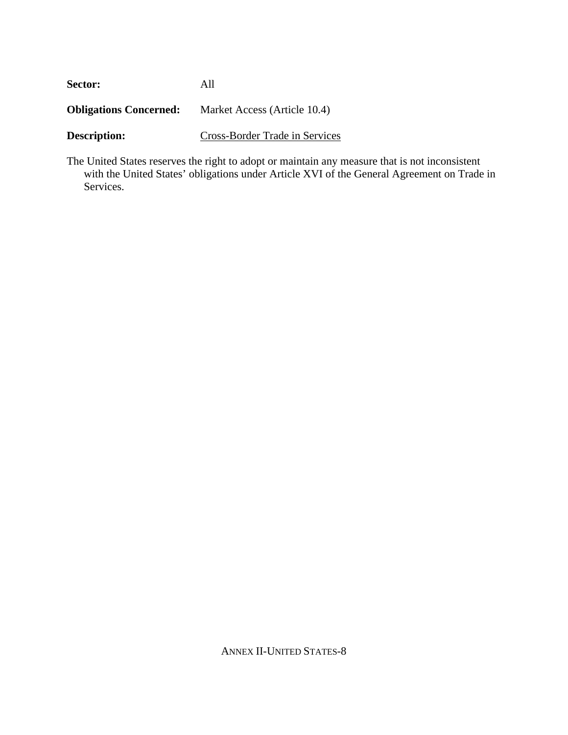**Sector:** All

**Obligations Concerned:** Market Access (Article 10.4)

**Description:** Cross-Border Trade in Services

The United States reserves the right to adopt or maintain any measure that is not inconsistent with the United States' obligations under Article XVI of the General Agreement on Trade in Services.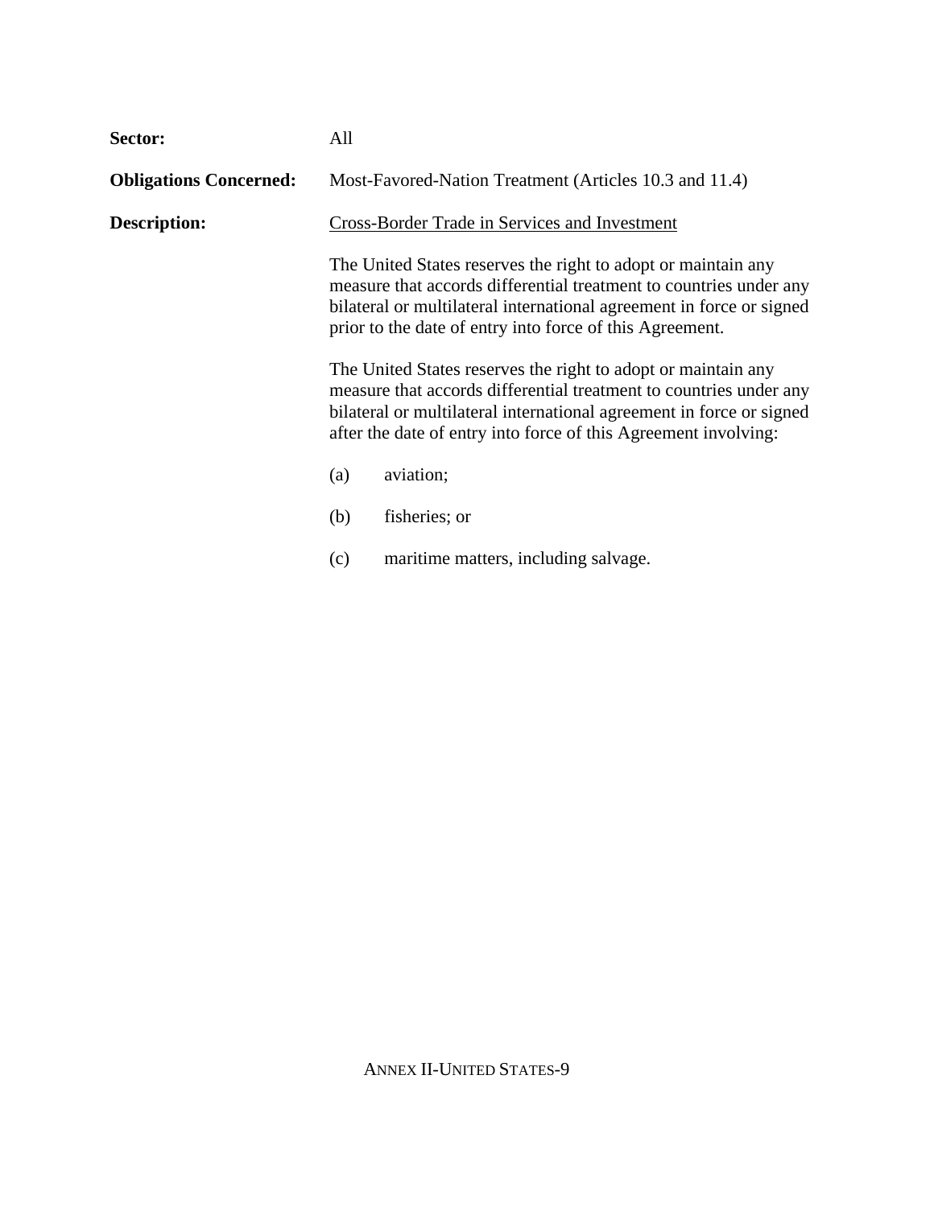**Sector:** All

**Obligations Concerned:** Most-Favored-Nation Treatment (Articles 10.3 and 11.4)

**Description:** Cross-Border Trade in Services and Investment

The United States reserves the right to adopt or maintain any measure that accords differential treatment to countries under any bilateral or multilateral international agreement in force or signed prior to the date of entry into force of this Agreement.

The United States reserves the right to adopt or maintain any measure that accords differential treatment to countries under any bilateral or multilateral international agreement in force or signed after the date of entry into force of this Agreement involving:

(a) aviation;

(b) fisheries; or

(c) maritime matters, including salvage.